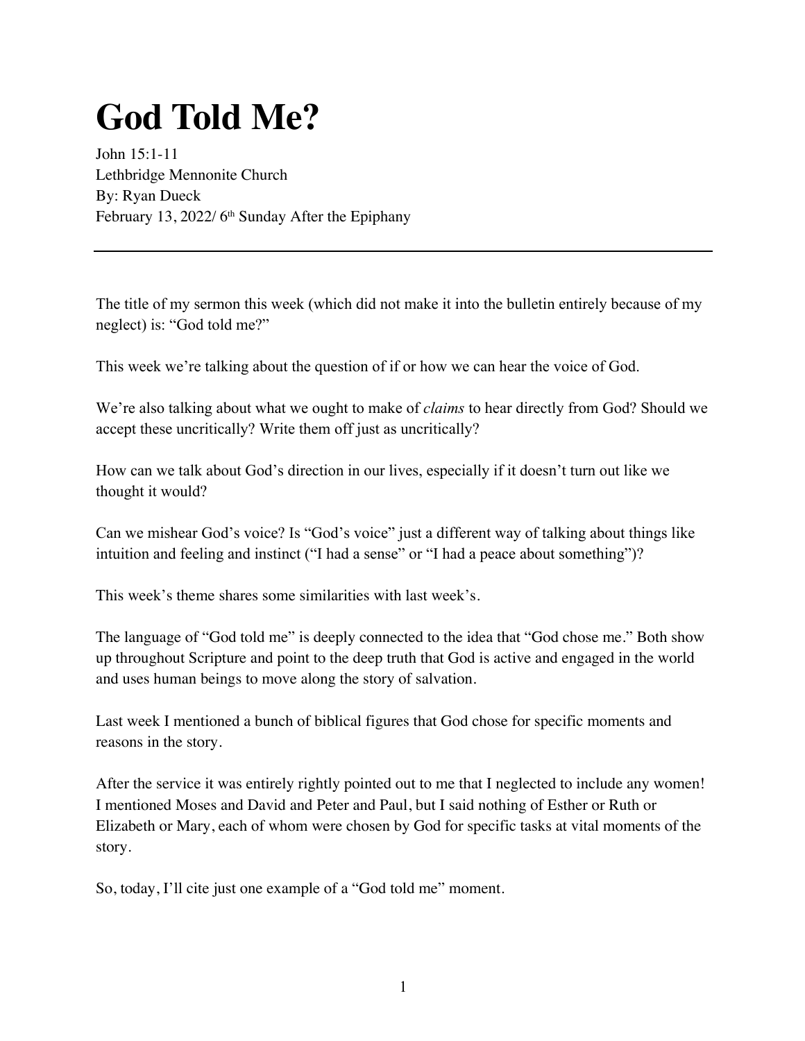# God Told Me?

John 15:1-11
Lethbridge Mennonite Church
By: Ryan Dueck
February 13, 2022/ 6th Sunday After the Epiphany

---

The title of my sermon this week (which did not make it into the bulletin entirely because of my neglect) is: "God told me?"

This week we're talking about the question of if or how we can hear the voice of God.

We're also talking about what we ought to make of *claims* to hear directly from God? Should we accept these uncritically? Write them off just as uncritically?

How can we talk about God's direction in our lives, especially if it doesn't turn out like we thought it would?

Can we mishear God's voice? Is "God's voice" just a different way of talking about things like intuition and feeling and instinct ("I had a sense" or "I had a peace about something")?

This week's theme shares some similarities with last week's.

The language of "God told me" is deeply connected to the idea that "God chose me." Both show up throughout Scripture and point to the deep truth that God is active and engaged in the world and uses human beings to move along the story of salvation.

Last week I mentioned a bunch of biblical figures that God chose for specific moments and reasons in the story.

After the service it was entirely rightly pointed out to me that I neglected to include any women! I mentioned Moses and David and Peter and Paul, but I said nothing of Esther or Ruth or Elizabeth or Mary, each of whom were chosen by God for specific tasks at vital moments of the story.

So, today, I'll cite just one example of a "God told me" moment.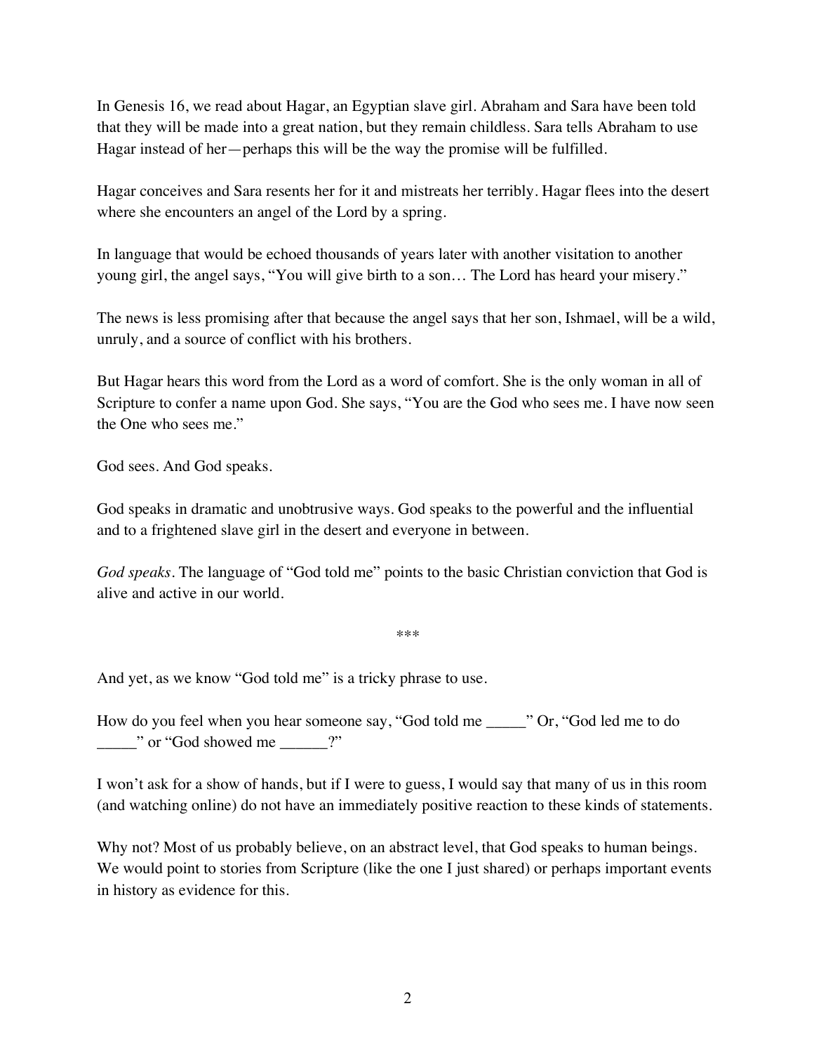In Genesis 16, we read about Hagar, an Egyptian slave girl. Abraham and Sara have been told that they will be made into a great nation, but they remain childless. Sara tells Abraham to use Hagar instead of her—perhaps this will be the way the promise will be fulfilled.

Hagar conceives and Sara resents her for it and mistreats her terribly. Hagar flees into the desert where she encounters an angel of the Lord by a spring.

In language that would be echoed thousands of years later with another visitation to another young girl, the angel says, "You will give birth to a son… The Lord has heard your misery."

The news is less promising after that because the angel says that her son, Ishmael, will be a wild, unruly, and a source of conflict with his brothers.

But Hagar hears this word from the Lord as a word of comfort. She is the only woman in all of Scripture to confer a name upon God. She says, "You are the God who sees me. I have now seen the One who sees me."

God sees. And God speaks.

God speaks in dramatic and unobtrusive ways. God speaks to the powerful and the influential and to a frightened slave girl in the desert and everyone in between.

*God speaks*. The language of "God told me" points to the basic Christian conviction that God is alive and active in our world.

***

And yet, as we know "God told me" is a tricky phrase to use.

How do you feel when you hear someone say, "God told me _____" Or, "God led me to do _____" or "God showed me ______?"

I won't ask for a show of hands, but if I were to guess, I would say that many of us in this room (and watching online) do not have an immediately positive reaction to these kinds of statements.

Why not? Most of us probably believe, on an abstract level, that God speaks to human beings. We would point to stories from Scripture (like the one I just shared) or perhaps important events in history as evidence for this.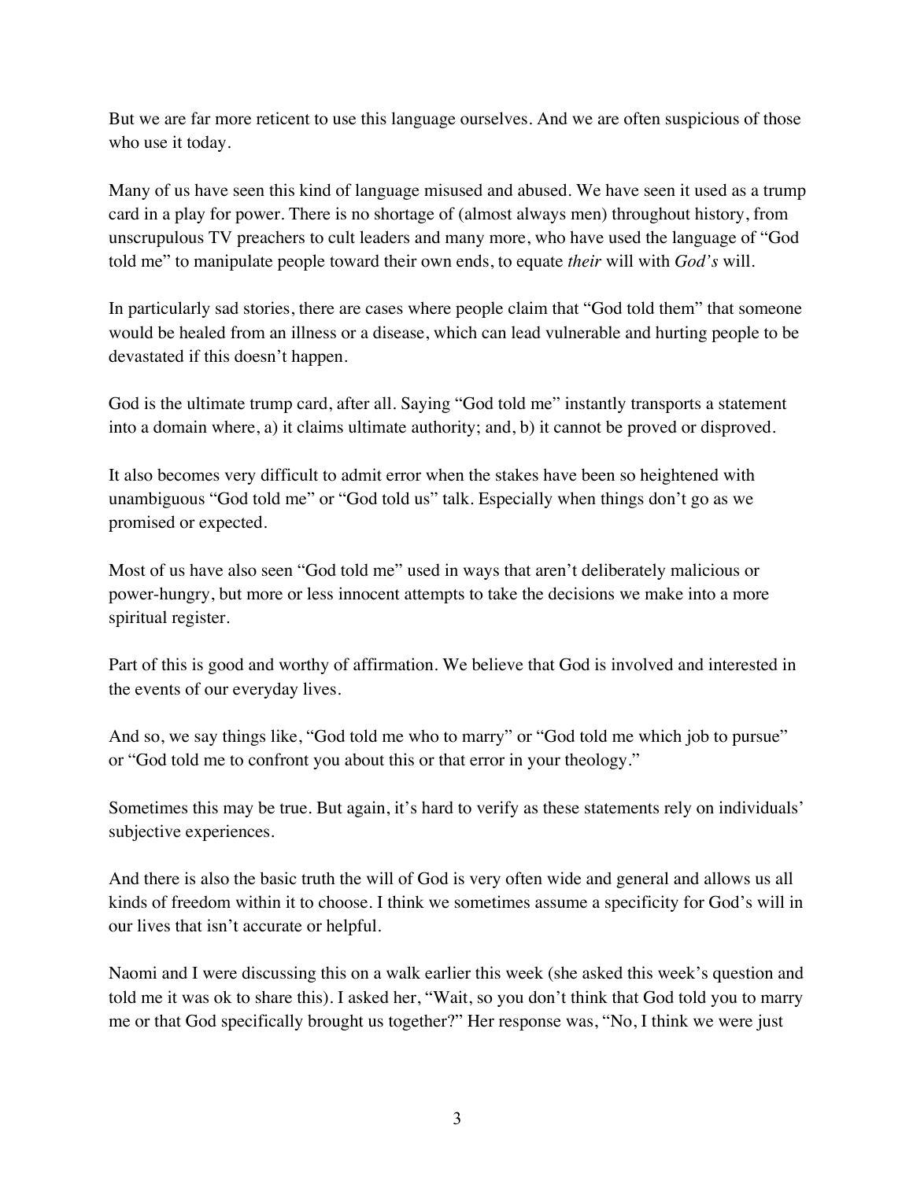But we are far more reticent to use this language ourselves. And we are often suspicious of those who use it today.

Many of us have seen this kind of language misused and abused. We have seen it used as a trump card in a play for power. There is no shortage of (almost always men) throughout history, from unscrupulous TV preachers to cult leaders and many more, who have used the language of "God told me" to manipulate people toward their own ends, to equate *their* will with *God's* will.

In particularly sad stories, there are cases where people claim that "God told them" that someone would be healed from an illness or a disease, which can lead vulnerable and hurting people to be devastated if this doesn't happen.

God is the ultimate trump card, after all. Saying "God told me" instantly transports a statement into a domain where, a) it claims ultimate authority; and, b) it cannot be proved or disproved.

It also becomes very difficult to admit error when the stakes have been so heightened with unambiguous "God told me" or "God told us" talk. Especially when things don't go as we promised or expected.

Most of us have also seen "God told me" used in ways that aren't deliberately malicious or power-hungry, but more or less innocent attempts to take the decisions we make into a more spiritual register.

Part of this is good and worthy of affirmation. We believe that God is involved and interested in the events of our everyday lives.

And so, we say things like, "God told me who to marry" or "God told me which job to pursue" or "God told me to confront you about this or that error in your theology."

Sometimes this may be true. But again, it's hard to verify as these statements rely on individuals' subjective experiences.

And there is also the basic truth the will of God is very often wide and general and allows us all kinds of freedom within it to choose. I think we sometimes assume a specificity for God's will in our lives that isn't accurate or helpful.

Naomi and I were discussing this on a walk earlier this week (she asked this week's question and told me it was ok to share this). I asked her, "Wait, so you don't think that God told you to marry me or that God specifically brought us together?" Her response was, "No, I think we were just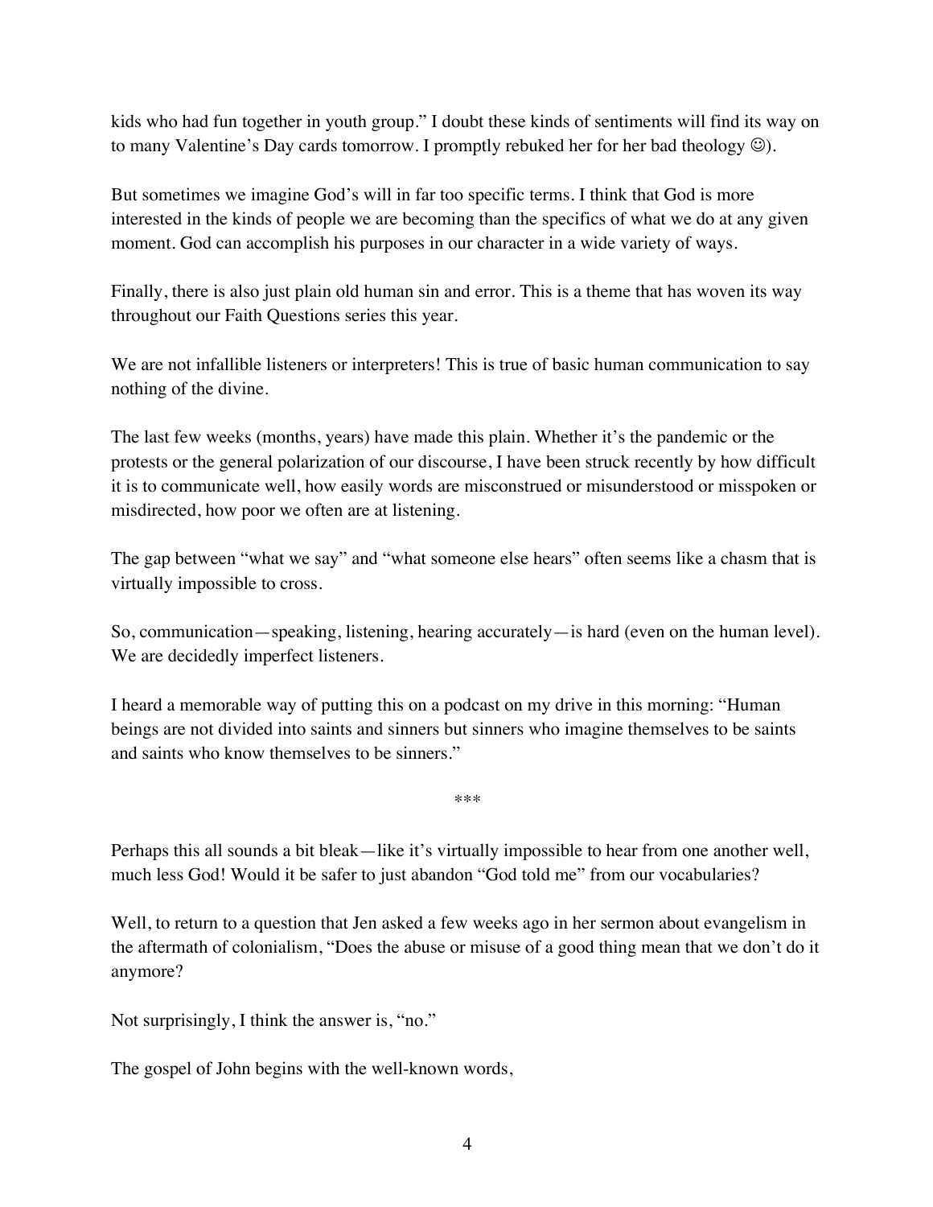kids who had fun together in youth group." I doubt these kinds of sentiments will find its way on to many Valentine's Day cards tomorrow. I promptly rebuked her for her bad theology ☺).

But sometimes we imagine God's will in far too specific terms. I think that God is more interested in the kinds of people we are becoming than the specifics of what we do at any given moment. God can accomplish his purposes in our character in a wide variety of ways.

Finally, there is also just plain old human sin and error. This is a theme that has woven its way throughout our Faith Questions series this year.

We are not infallible listeners or interpreters! This is true of basic human communication to say nothing of the divine.

The last few weeks (months, years) have made this plain. Whether it's the pandemic or the protests or the general polarization of our discourse, I have been struck recently by how difficult it is to communicate well, how easily words are misconstrued or misunderstood or misspoken or misdirected, how poor we often are at listening.

The gap between "what we say" and "what someone else hears" often seems like a chasm that is virtually impossible to cross.

So, communication—speaking, listening, hearing accurately—is hard (even on the human level). We are decidedly imperfect listeners.

I heard a memorable way of putting this on a podcast on my drive in this morning: "Human beings are not divided into saints and sinners but sinners who imagine themselves to be saints and saints who know themselves to be sinners."

***

Perhaps this all sounds a bit bleak—like it's virtually impossible to hear from one another well, much less God! Would it be safer to just abandon "God told me" from our vocabularies?

Well, to return to a question that Jen asked a few weeks ago in her sermon about evangelism in the aftermath of colonialism, "Does the abuse or misuse of a good thing mean that we don't do it anymore?

Not surprisingly, I think the answer is, "no."

The gospel of John begins with the well-known words,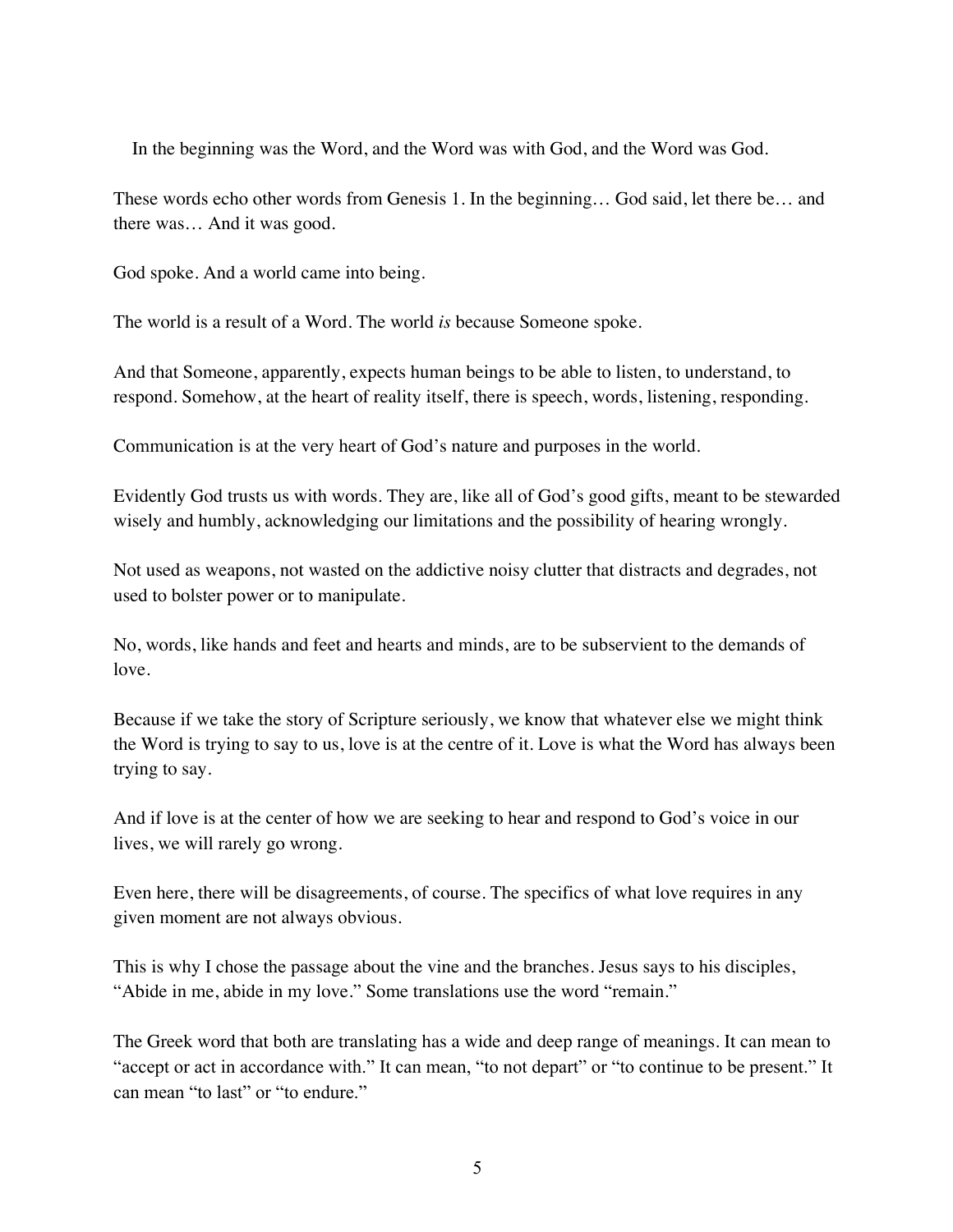In the beginning was the Word, and the Word was with God, and the Word was God.

These words echo other words from Genesis 1. In the beginning… God said, let there be… and there was… And it was good.

God spoke. And a world came into being.

The world is a result of a Word. The world *is* because Someone spoke.

And that Someone, apparently, expects human beings to be able to listen, to understand, to respond. Somehow, at the heart of reality itself, there is speech, words, listening, responding.

Communication is at the very heart of God's nature and purposes in the world.

Evidently God trusts us with words. They are, like all of God's good gifts, meant to be stewarded wisely and humbly, acknowledging our limitations and the possibility of hearing wrongly.

Not used as weapons, not wasted on the addictive noisy clutter that distracts and degrades, not used to bolster power or to manipulate.

No, words, like hands and feet and hearts and minds, are to be subservient to the demands of love.

Because if we take the story of Scripture seriously, we know that whatever else we might think the Word is trying to say to us, love is at the centre of it. Love is what the Word has always been trying to say.

And if love is at the center of how we are seeking to hear and respond to God's voice in our lives, we will rarely go wrong.

Even here, there will be disagreements, of course. The specifics of what love requires in any given moment are not always obvious.

This is why I chose the passage about the vine and the branches. Jesus says to his disciples, "Abide in me, abide in my love." Some translations use the word "remain."

The Greek word that both are translating has a wide and deep range of meanings. It can mean to "accept or act in accordance with." It can mean, "to not depart" or "to continue to be present." It can mean "to last" or "to endure."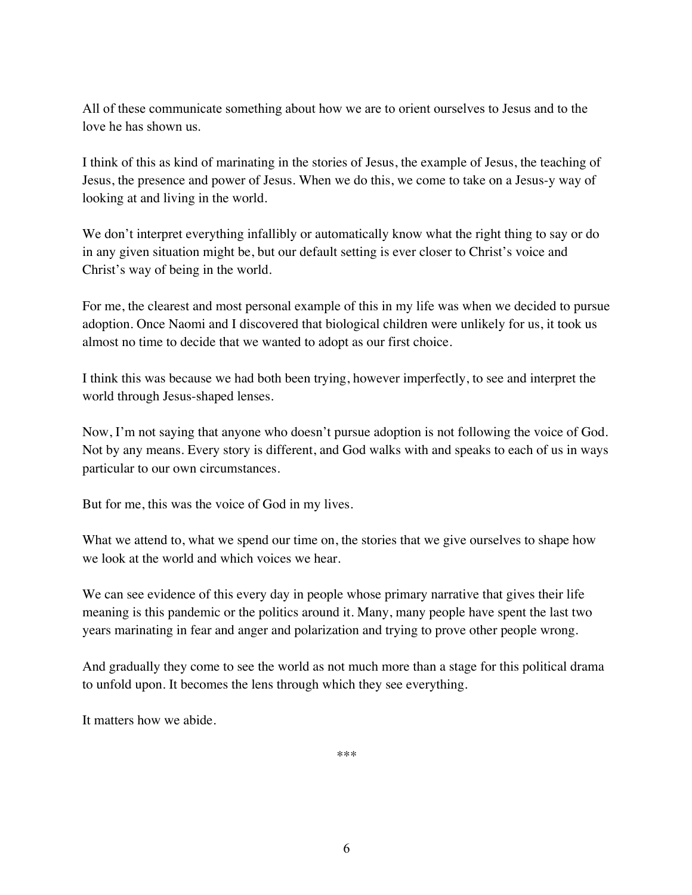All of these communicate something about how we are to orient ourselves to Jesus and to the love he has shown us.

I think of this as kind of marinating in the stories of Jesus, the example of Jesus, the teaching of Jesus, the presence and power of Jesus. When we do this, we come to take on a Jesus-y way of looking at and living in the world.

We don't interpret everything infallibly or automatically know what the right thing to say or do in any given situation might be, but our default setting is ever closer to Christ's voice and Christ's way of being in the world.

For me, the clearest and most personal example of this in my life was when we decided to pursue adoption. Once Naomi and I discovered that biological children were unlikely for us, it took us almost no time to decide that we wanted to adopt as our first choice.

I think this was because we had both been trying, however imperfectly, to see and interpret the world through Jesus-shaped lenses.

Now, I'm not saying that anyone who doesn't pursue adoption is not following the voice of God. Not by any means. Every story is different, and God walks with and speaks to each of us in ways particular to our own circumstances.

But for me, this was the voice of God in my lives.

What we attend to, what we spend our time on, the stories that we give ourselves to shape how we look at the world and which voices we hear.

We can see evidence of this every day in people whose primary narrative that gives their life meaning is this pandemic or the politics around it. Many, many people have spent the last two years marinating in fear and anger and polarization and trying to prove other people wrong.

And gradually they come to see the world as not much more than a stage for this political drama to unfold upon. It becomes the lens through which they see everything.

It matters how we abide.

***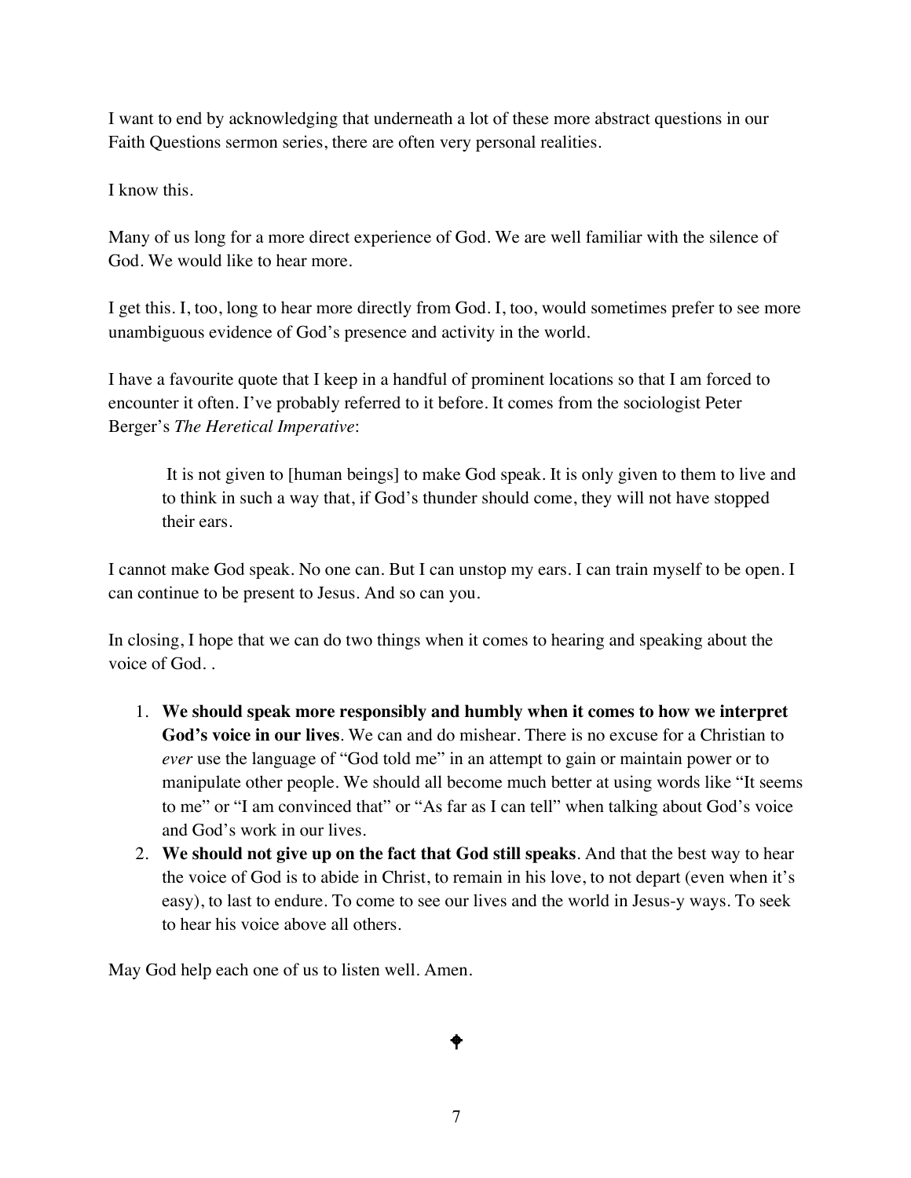I want to end by acknowledging that underneath a lot of these more abstract questions in our Faith Questions sermon series, there are often very personal realities.

I know this.

Many of us long for a more direct experience of God. We are well familiar with the silence of God. We would like to hear more.

I get this. I, too, long to hear more directly from God. I, too, would sometimes prefer to see more unambiguous evidence of God's presence and activity in the world.

I have a favourite quote that I keep in a handful of prominent locations so that I am forced to encounter it often. I've probably referred to it before. It comes from the sociologist Peter Berger's *The Heretical Imperative*:

> It is not given to [human beings] to make God speak. It is only given to them to live and to think in such a way that, if God's thunder should come, they will not have stopped their ears.

I cannot make God speak. No one can. But I can unstop my ears. I can train myself to be open. I can continue to be present to Jesus. And so can you.

In closing, I hope that we can do two things when it comes to hearing and speaking about the voice of God. .

1. **We should speak more responsibly and humbly when it comes to how we interpret God's voice in our lives**. We can and do mishear. There is no excuse for a Christian to *ever* use the language of "God told me" in an attempt to gain or maintain power or to manipulate other people. We should all become much better at using words like "It seems to me" or "I am convinced that" or "As far as I can tell" when talking about God's voice and God's work in our lives.
2. **We should not give up on the fact that God still speaks**. And that the best way to hear the voice of God is to abide in Christ, to remain in his love, to not depart (even when it's easy), to last to endure. To come to see our lives and the world in Jesus-y ways. To seek to hear his voice above all others.

May God help each one of us to listen well. Amen.